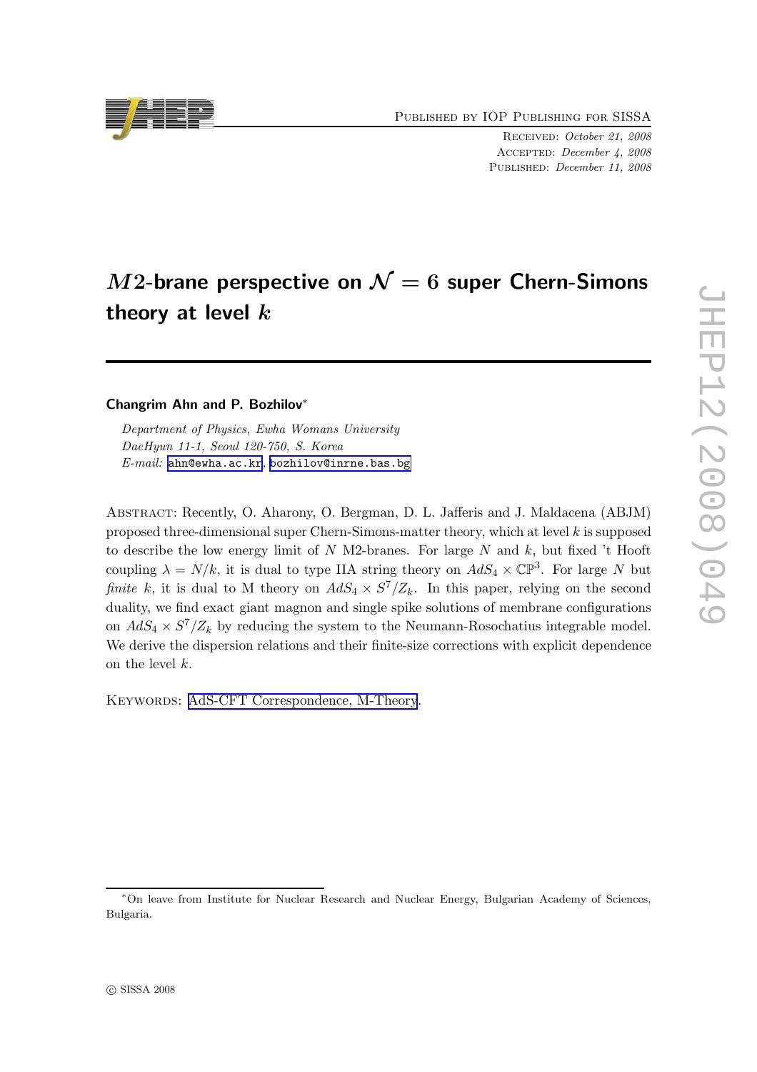Published by IOP Publishing for SISSA

Received: *October 21, 2008*
Accepted: *December 4, 2008*
Published: *December 11, 2008*

# $M2$-brane perspective on $\mathcal{N} = 6$ super Chern-Simons theory at level $k$

**Changrim Ahn and P. Bozhilov***

*Department of Physics, Ewha Womans University*
*DaeHyun 11-1, Seoul 120-750, S. Korea*
*E-mail:* ahn@ewha.ac.kr, bozhilov@inrne.bas.bg

Abstract: Recently, O. Aharony, O. Bergman, D. L. Jafferis and J. Maldacena (ABJM) proposed three-dimensional super Chern-Simons-matter theory, which at level $k$ is supposed to describe the low energy limit of $N$ M2-branes. For large $N$ and $k$, but fixed 't Hooft coupling $\lambda = N/k$, it is dual to type IIA string theory on $AdS_4 \times \mathbb{CP}^3$. For large $N$ but *finite* $k$, it is dual to M theory on $AdS_4 \times S^7/Z_k$. In this paper, relying on the second duality, we find exact giant magnon and single spike solutions of membrane configurations on $AdS_4 \times S^7/Z_k$ by reducing the system to the Neumann-Rosochatius integrable model. We derive the dispersion relations and their finite-size corrections with explicit dependence on the level $k$.

Keywords: AdS-CFT Correspondence, M-Theory.

*On leave from Institute for Nuclear Research and Nuclear Energy, Bulgarian Academy of Sciences, Bulgaria.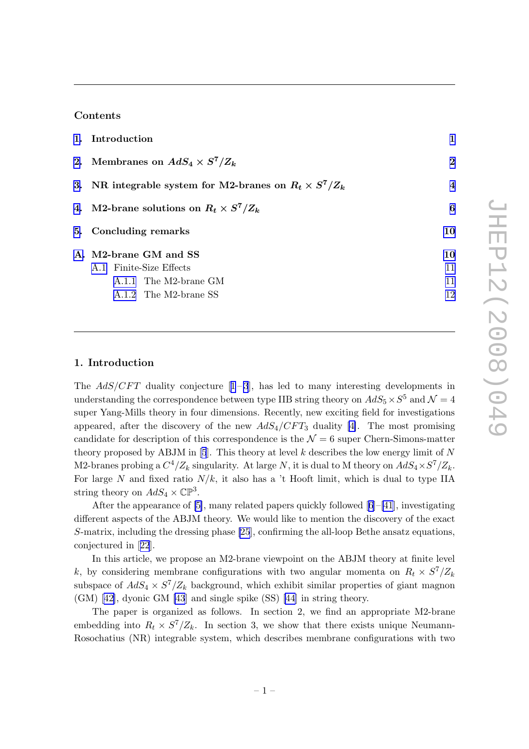## Contents

1. Introduction — 1
2. Membranes on $AdS_4 \times S^7/Z_k$ — 2
3. NR integrable system for M2-branes on $R_t \times S^7/Z_k$ — 4
4. M2-brane solutions on $R_t \times S^7/Z_k$ — 6
5. Concluding remarks — 10

A. M2-brane GM and SS — 10
- A.1 Finite-Size Effects — 11
  - A.1.1 The M2-brane GM — 11
  - A.1.2 The M2-brane SS — 12

## 1. Introduction

The $AdS/CFT$ duality conjecture [1]–[3], has led to many interesting developments in understanding the correspondence between type IIB string theory on $AdS_5 \times S^5$ and $\mathcal{N} = 4$ super Yang-Mills theory in four dimensions. Recently, new exciting field for investigations appeared, after the discovery of the new $AdS_4/CFT_3$ duality [4]. The most promising candidate for description of this correspondence is the $\mathcal{N} = 6$ super Chern-Simons-matter theory proposed by ABJM in [5]. This theory at level $k$ describes the low energy limit of $N$ M2-branes probing a $C^4/Z_k$ singularity. At large $N$, it is dual to M theory on $AdS_4 \times S^7/Z_k$. For large $N$ and fixed ratio $N/k$, it also has a 't Hooft limit, which is dual to type IIA string theory on $AdS_4 \times \mathbb{CP}^3$.

After the appearance of [5], many related papers quickly followed [6]–[41], investigating different aspects of the ABJM theory. We would like to mention the discovery of the exact $S$-matrix, including the dressing phase [25], confirming the all-loop Bethe ansatz equations, conjectured in [22].

In this article, we propose an M2-brane viewpoint on the ABJM theory at finite level $k$, by considering membrane configurations with two angular momenta on $R_t \times S^7/Z_k$ subspace of $AdS_4 \times S^7/Z_k$ background, which exhibit similar properties of giant magnon (GM) [42], dyonic GM [43] and single spike (SS) [44] in string theory.

The paper is organized as follows. In section 2, we find an appropriate M2-brane embedding into $R_t \times S^7/Z_k$. In section 3, we show that there exists unique Neumann-Rosochatius (NR) integrable system, which describes membrane configurations with two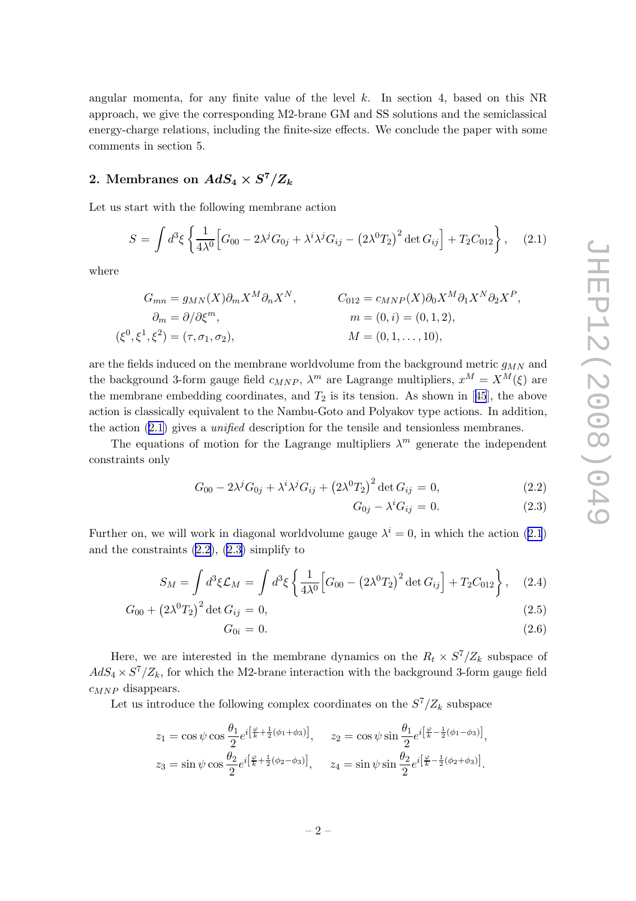angular momenta, for any finite value of the level $k$. In section 4, based on this NR approach, we give the corresponding M2-brane GM and SS solutions and the semiclassical energy-charge relations, including the finite-size effects. We conclude the paper with some comments in section 5.

## 2. Membranes on $AdS_4 \times S^7/Z_k$

Let us start with the following membrane action

$$S = \int d^3\xi \left\{ \frac{1}{4\lambda^0}\Big[G_{00} - 2\lambda^j G_{0j} + \lambda^i\lambda^j G_{ij} - \left(2\lambda^0 T_2\right)^2 \det G_{ij}\Big] + T_2 C_{012}\right\}, \quad (2.1)$$

where

$$G_{mn} = g_{MN}(X)\partial_m X^M \partial_n X^N, \qquad C_{012} = c_{MNP}(X)\partial_0 X^M \partial_1 X^N \partial_2 X^P,$$
$$\partial_m = \partial/\partial\xi^m, \qquad m = (0,i) = (0,1,2),$$
$$(\xi^0,\xi^1,\xi^2) = (\tau,\sigma_1,\sigma_2), \qquad M = (0,1,\ldots,10),$$

are the fields induced on the membrane worldvolume from the background metric $g_{MN}$ and the background 3-form gauge field $c_{MNP}$, $\lambda^m$ are Lagrange multipliers, $x^M = X^M(\xi)$ are the membrane embedding coordinates, and $T_2$ is its tension. As shown in [45], the above action is classically equivalent to the Nambu-Goto and Polyakov type actions. In addition, the action (2.1) gives a *unified* description for the tensile and tensionless membranes.

The equations of motion for the Lagrange multipliers $\lambda^m$ generate the independent constraints only

$$G_{00} - 2\lambda^j G_{0j} + \lambda^i\lambda^j G_{ij} + \left(2\lambda^0 T_2\right)^2 \det G_{ij} = 0, \quad (2.2)$$

$$G_{0j} - \lambda^i G_{ij} = 0. \quad (2.3)$$

Further on, we will work in diagonal worldvolume gauge $\lambda^i = 0$, in which the action (2.1) and the constraints (2.2), (2.3) simplify to

$$S_M = \int d^3\xi \mathcal{L}_M = \int d^3\xi \left\{ \frac{1}{4\lambda^0}\Big[G_{00} - \left(2\lambda^0 T_2\right)^2 \det G_{ij}\Big] + T_2 C_{012}\right\}, \quad (2.4)$$

$$G_{00} + \left(2\lambda^0 T_2\right)^2 \det G_{ij} = 0, \quad (2.5)$$

$$G_{0i} = 0. \quad (2.6)$$

Here, we are interested in the membrane dynamics on the $R_t \times S^7/Z_k$ subspace of $AdS_4 \times S^7/Z_k$, for which the M2-brane interaction with the background 3-form gauge field $c_{MNP}$ disappears.

Let us introduce the following complex coordinates on the $S^7/Z_k$ subspace

$$z_1 = \cos\psi \cos\frac{\theta_1}{2} e^{i\left[\frac{\varphi}{k} + \frac{1}{2}(\phi_1+\phi_3)\right]}, \qquad z_2 = \cos\psi \sin\frac{\theta_1}{2} e^{i\left[\frac{\varphi}{k} - \frac{1}{2}(\phi_1-\phi_3)\right]},$$
$$z_3 = \sin\psi \cos\frac{\theta_2}{2} e^{i\left[\frac{\varphi}{k} + \frac{1}{2}(\phi_2-\phi_3)\right]}, \qquad z_4 = \sin\psi \sin\frac{\theta_2}{2} e^{i\left[\frac{\varphi}{k} - \frac{1}{2}(\phi_2+\phi_3)\right]}.$$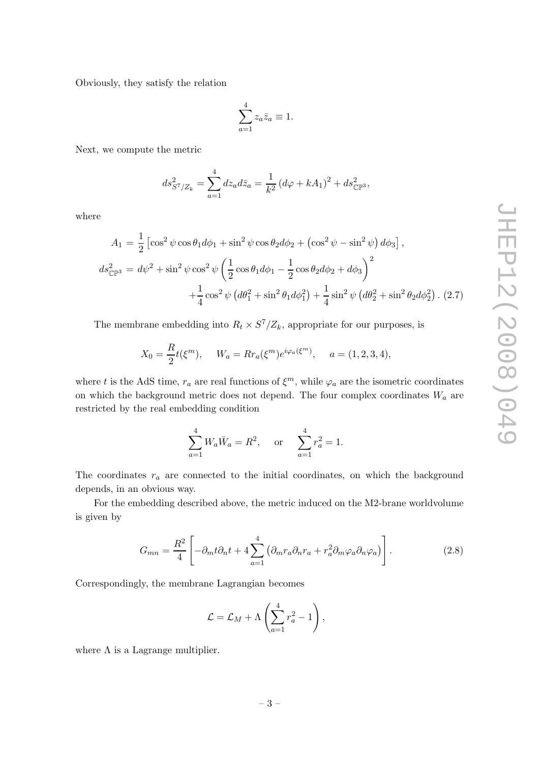Obviously, they satisfy the relation

$$\sum_{a=1}^{4} z_a \bar{z}_a \equiv 1.$$

Next, we compute the metric

$$ds^2_{S^7/Z_k} = \sum_{a=1}^{4} dz_a d\bar{z}_a = \frac{1}{k^2}\left(d\varphi + kA_1\right)^2 + ds^2_{\mathbb{CP}^3},$$

where

$$\begin{aligned} A_1 &= \frac{1}{2}\left[\cos^2\psi\cos\theta_1 d\phi_1 + \sin^2\psi\cos\theta_2 d\phi_2 + \left(\cos^2\psi - \sin^2\psi\right)d\phi_3\right], \\ ds^2_{\mathbb{CP}^3} &= d\psi^2 + \sin^2\psi\cos^2\psi\left(\frac{1}{2}\cos\theta_1 d\phi_1 - \frac{1}{2}\cos\theta_2 d\phi_2 + d\phi_3\right)^2 \\ &\quad + \frac{1}{4}\cos^2\psi\left(d\theta_1^2 + \sin^2\theta_1 d\phi_1^2\right) + \frac{1}{4}\sin^2\psi\left(d\theta_2^2 + \sin^2\theta_2 d\phi_2^2\right). \quad (2.7) \end{aligned}$$

The membrane embedding into $R_t \times S^7/Z_k$, appropriate for our purposes, is

$$X_0 = \frac{R}{2}t(\xi^m), \qquad W_a = Rr_a(\xi^m)e^{i\varphi_a(\xi^m)}, \qquad a = (1,2,3,4),$$

where $t$ is the AdS time, $r_a$ are real functions of $\xi^m$, while $\varphi_a$ are the isometric coordinates on which the background metric does not depend. The four complex coordinates $W_a$ are restricted by the real embedding condition

$$\sum_{a=1}^{4} W_a \bar{W}_a = R^2, \quad \text{ or } \quad \sum_{a=1}^{4} r_a^2 = 1.$$

The coordinates $r_a$ are connected to the initial coordinates, on which the background depends, in an obvious way.

For the embedding described above, the metric induced on the M2-brane worldvolume is given by

$$G_{mn} = \frac{R^2}{4}\left[-\partial_m t\partial_n t + 4\sum_{a=1}^{4}\left(\partial_m r_a \partial_n r_a + r_a^2 \partial_m \varphi_a \partial_n \varphi_a\right)\right]. \tag{2.8}$$

Correspondingly, the membrane Lagrangian becomes

$$\mathcal{L} = \mathcal{L}_M + \Lambda\left(\sum_{a=1}^{4} r_a^2 - 1\right),$$

where $\Lambda$ is a Lagrange multiplier.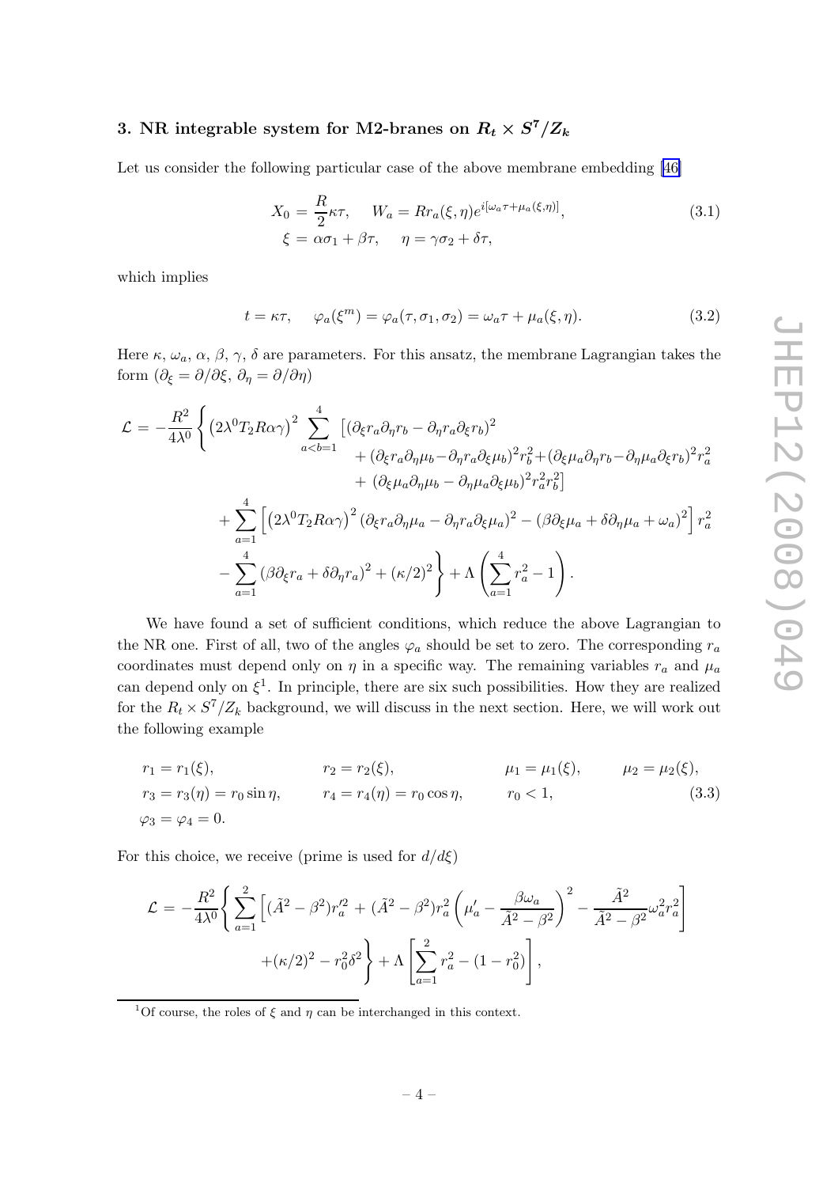## 3. NR integrable system for M2-branes on $R_t \times S^7/Z_k$

Let us consider the following particular case of the above membrane embedding [46]

$$
\begin{aligned}
X_0 &= \frac{R}{2}\kappa\tau, \quad W_a = R r_a(\xi,\eta) e^{i[\omega_a\tau + \mu_a(\xi,\eta)]}, \\
\xi &= \alpha\sigma_1 + \beta\tau, \quad \eta = \gamma\sigma_2 + \delta\tau,
\end{aligned}
\tag{3.1}
$$

which implies

$$
t = \kappa\tau, \quad \varphi_a(\xi^m) = \varphi_a(\tau,\sigma_1,\sigma_2) = \omega_a\tau + \mu_a(\xi,\eta). \tag{3.2}
$$

Here $\kappa$, $\omega_a$, $\alpha$, $\beta$, $\gamma$, $\delta$ are parameters. For this ansatz, the membrane Lagrangian takes the form ($\partial_\xi = \partial/\partial\xi$, $\partial_\eta = \partial/\partial\eta$)

$$
\begin{aligned}
\mathcal{L} = -\frac{R^2}{4\lambda^0}\Bigg\{ &\left(2\lambda^0 T_2 R\alpha\gamma\right)^2 \sum_{a<b=1}^{4} \big[(\partial_\xi r_a \partial_\eta r_b - \partial_\eta r_a \partial_\xi r_b)^2 \\
&+ (\partial_\xi r_a \partial_\eta \mu_b - \partial_\eta r_a \partial_\xi \mu_b)^2 r_b^2 + (\partial_\xi \mu_a \partial_\eta r_b - \partial_\eta \mu_a \partial_\xi r_b)^2 r_a^2 \\
&+ (\partial_\xi \mu_a \partial_\eta \mu_b - \partial_\eta \mu_a \partial_\xi \mu_b)^2 r_a^2 r_b^2\big] \\
&+ \sum_{a=1}^{4}\left[\left(2\lambda^0 T_2 R\alpha\gamma\right)^2 (\partial_\xi r_a \partial_\eta \mu_a - \partial_\eta r_a \partial_\xi \mu_a)^2 - (\beta\partial_\xi\mu_a + \delta\partial_\eta\mu_a + \omega_a)^2\right] r_a^2 \\
&- \sum_{a=1}^{4} (\beta\partial_\xi r_a + \delta\partial_\eta r_a)^2 + (\kappa/2)^2 \Bigg\} + \Lambda\left(\sum_{a=1}^{4} r_a^2 - 1\right).
\end{aligned}
$$

We have found a set of sufficient conditions, which reduce the above Lagrangian to the NR one. First of all, two of the angles $\varphi_a$ should be set to zero. The corresponding $r_a$ coordinates must depend only on $\eta$ in a specific way. The remaining variables $r_a$ and $\mu_a$ can depend only on $\xi$[1]. In principle, there are six such possibilities. How they are realized for the $R_t \times S^7/Z_k$ background, we will discuss in the next section. Here, we will work out the following example

$$
\begin{aligned}
&r_1 = r_1(\xi), \qquad r_2 = r_2(\xi), \qquad \mu_1 = \mu_1(\xi), \qquad \mu_2 = \mu_2(\xi), \\
&r_3 = r_3(\eta) = r_0 \sin\eta, \qquad r_4 = r_4(\eta) = r_0\cos\eta, \qquad r_0 < 1, \\
&\varphi_3 = \varphi_4 = 0.
\end{aligned}
\tag{3.3}
$$

For this choice, we receive (prime is used for $d/d\xi$)

$$
\begin{aligned}
\mathcal{L} = -\frac{R^2}{4\lambda^0}\Bigg\{ &\sum_{a=1}^{2}\left[(\tilde{A}^2 - \beta^2) r_a'^2 + (\tilde{A}^2 - \beta^2) r_a^2 \left(\mu_a' - \frac{\beta\omega_a}{\tilde{A}^2 - \beta^2}\right)^2 - \frac{\tilde{A}^2}{\tilde{A}^2 - \beta^2}\omega_a^2 r_a^2\right] \\
&+ (\kappa/2)^2 - r_0^2\delta^2 \Bigg\} + \Lambda\left[\sum_{a=1}^{2} r_a^2 - (1 - r_0^2)\right],
\end{aligned}
$$

[1] Of course, the roles of $\xi$ and $\eta$ can be interchanged in this context.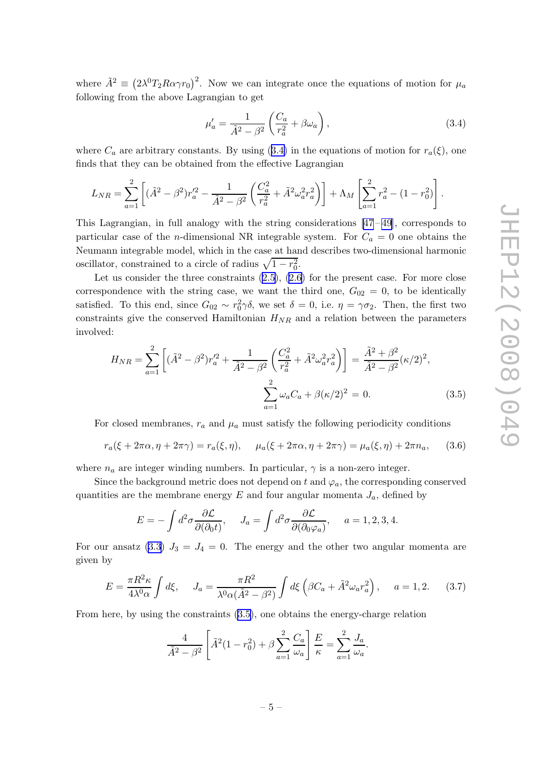where $\tilde{A}^2 \equiv \left(2\lambda^0 T_2 R\alpha\gamma r_0\right)^2$. Now we can integrate once the equations of motion for $\mu_a$ following from the above Lagrangian to get

$$\mu_a' = \frac{1}{\tilde{A}^2 - \beta^2}\left(\frac{C_a}{r_a^2} + \beta\omega_a\right), \tag{3.4}$$

where $C_a$ are arbitrary constants. By using (3.4) in the equations of motion for $r_a(\xi)$, one finds that they can be obtained from the effective Lagrangian

$$L_{NR} = \sum_{a=1}^{2}\left[(\tilde{A}^2 - \beta^2)r_a'^2 - \frac{1}{\tilde{A}^2 - \beta^2}\left(\frac{C_a^2}{r_a^2} + \tilde{A}^2\omega_a^2 r_a^2\right)\right] + \Lambda_M\left[\sum_{a=1}^{2} r_a^2 - (1 - r_0^2)\right].$$

This Lagrangian, in full analogy with the string considerations [47–49], corresponds to particular case of the $n$-dimensional NR integrable system. For $C_a = 0$ one obtains the Neumann integrable model, which in the case at hand describes two-dimensional harmonic oscillator, constrained to a circle of radius $\sqrt{1 - r_0^2}$.

Let us consider the three constraints (2.5), (2.6) for the present case. For more close correspondence with the string case, we want the third one, $G_{02} = 0$, to be identically satisfied. To this end, since $G_{02} \sim r_0^2\gamma\delta$, we set $\delta = 0$, i.e. $\eta = \gamma\sigma_2$. Then, the first two constraints give the conserved Hamiltonian $H_{NR}$ and a relation between the parameters involved:

$$H_{NR} = \sum_{a=1}^{2}\left[(\tilde{A}^2 - \beta^2)r_a'^2 + \frac{1}{\tilde{A}^2 - \beta^2}\left(\frac{C_a^2}{r_a^2} + \tilde{A}^2\omega_a^2 r_a^2\right)\right] = \frac{\tilde{A}^2 + \beta^2}{\tilde{A}^2 - \beta^2}(\kappa/2)^2,$$

$$\sum_{a=1}^{2}\omega_a C_a + \beta(\kappa/2)^2 = 0. \tag{3.5}$$

For closed membranes, $r_a$ and $\mu_a$ must satisfy the following periodicity conditions

$$r_a(\xi + 2\pi\alpha, \eta + 2\pi\gamma) = r_a(\xi, \eta), \qquad \mu_a(\xi + 2\pi\alpha, \eta + 2\pi\gamma) = \mu_a(\xi, \eta) + 2\pi n_a, \tag{3.6}$$

where $n_a$ are integer winding numbers. In particular, $\gamma$ is a non-zero integer.

Since the background metric does not depend on $t$ and $\varphi_a$, the corresponding conserved quantities are the membrane energy $E$ and four angular momenta $J_a$, defined by

$$E = -\int d^2\sigma \frac{\partial\mathcal{L}}{\partial(\partial_0 t)}, \quad J_a = \int d^2\sigma \frac{\partial\mathcal{L}}{\partial(\partial_0\varphi_a)}, \quad a = 1, 2, 3, 4.$$

For our ansatz (3.3) $J_3 = J_4 = 0$. The energy and the other two angular momenta are given by

$$E = \frac{\pi R^2\kappa}{4\lambda^0\alpha}\int d\xi, \quad J_a = \frac{\pi R^2}{\lambda^0\alpha(\tilde{A}^2 - \beta^2)}\int d\xi\left(\beta C_a + \tilde{A}^2\omega_a r_a^2\right), \quad a = 1, 2. \tag{3.7}$$

From here, by using the constraints (3.5), one obtains the energy-charge relation

$$\frac{4}{\tilde{A}^2 - \beta^2}\left[\tilde{A}^2(1 - r_0^2) + \beta\sum_{a=1}^{2}\frac{C_a}{\omega_a}\right]\frac{E}{\kappa} = \sum_{a=1}^{2}\frac{J_a}{\omega_a}.$$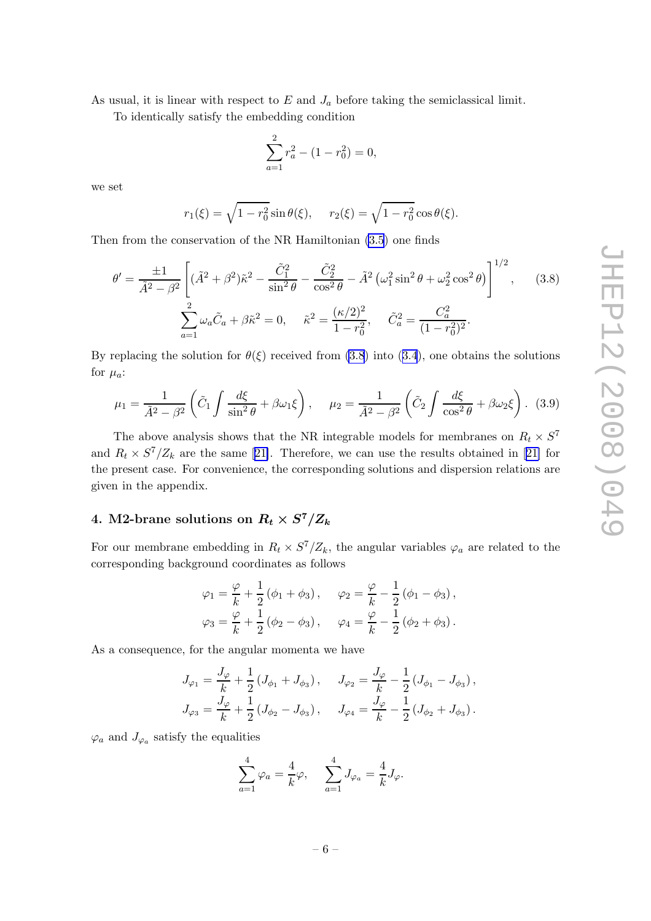As usual, it is linear with respect to $E$ and $J_a$ before taking the semiclassical limit.

To identically satisfy the embedding condition

$$\sum_{a=1}^{2} r_a^2 - (1 - r_0^2) = 0,$$

we set

$$r_1(\xi) = \sqrt{1 - r_0^2}\sin\theta(\xi), \quad r_2(\xi) = \sqrt{1 - r_0^2}\cos\theta(\xi).$$

Then from the conservation of the NR Hamiltonian (3.5) one finds

$$\theta' = \frac{\pm 1}{\tilde{A}^2 - \beta^2}\left[(\tilde{A}^2 + \beta^2)\tilde{\kappa}^2 - \frac{\tilde{C}_1^2}{\sin^2\theta} - \frac{\tilde{C}_2^2}{\cos^2\theta} - \tilde{A}^2\left(\omega_1^2 \sin^2\theta + \omega_2^2\cos^2\theta\right)\right]^{1/2}, \tag{3.8}$$

$$\sum_{a=1}^{2}\omega_a \tilde{C}_a + \beta\tilde{\kappa}^2 = 0, \quad \tilde{\kappa}^2 = \frac{(\kappa/2)^2}{1 - r_0^2}, \quad \tilde{C}_a^2 = \frac{C_a^2}{(1 - r_0^2)^2}.$$

By replacing the solution for $\theta(\xi)$ received from (3.8) into (3.4), one obtains the solutions for $\mu_a$:

$$\mu_1 = \frac{1}{\tilde{A}^2 - \beta^2}\left(\tilde{C}_1 \int \frac{d\xi}{\sin^2\theta} + \beta\omega_1\xi\right), \quad \mu_2 = \frac{1}{\tilde{A}^2 - \beta^2}\left(\tilde{C}_2 \int \frac{d\xi}{\cos^2\theta} + \beta\omega_2\xi\right). \tag{3.9}$$

The above analysis shows that the NR integrable models for membranes on $R_t \times S^7$ and $R_t \times S^7/Z_k$ are the same [21]. Therefore, we can use the results obtained in [21] for the present case. For convenience, the corresponding solutions and dispersion relations are given in the appendix.

## 4. M2-brane solutions on $R_t \times S^7/Z_k$

For our membrane embedding in $R_t \times S^7/Z_k$, the angular variables $\varphi_a$ are related to the corresponding background coordinates as follows

$$\varphi_1 = \frac{\varphi}{k} + \frac{1}{2}\left(\phi_1 + \phi_3\right), \quad \varphi_2 = \frac{\varphi}{k} - \frac{1}{2}\left(\phi_1 - \phi_3\right),$$
$$\varphi_3 = \frac{\varphi}{k} + \frac{1}{2}\left(\phi_2 - \phi_3\right), \quad \varphi_4 = \frac{\varphi}{k} - \frac{1}{2}\left(\phi_2 + \phi_3\right).$$

As a consequence, for the angular momenta we have

$$J_{\varphi_1} = \frac{J_\varphi}{k} + \frac{1}{2}\left(J_{\phi_1} + J_{\phi_3}\right), \quad J_{\varphi_2} = \frac{J_\varphi}{k} - \frac{1}{2}\left(J_{\phi_1} - J_{\phi_3}\right),$$
$$J_{\varphi_3} = \frac{J_\varphi}{k} + \frac{1}{2}\left(J_{\phi_2} - J_{\phi_3}\right), \quad J_{\varphi_4} = \frac{J_\varphi}{k} - \frac{1}{2}\left(J_{\phi_2} + J_{\phi_3}\right).$$

$\varphi_a$ and $J_{\varphi_a}$ satisfy the equalities

$$\sum_{a=1}^{4}\varphi_a = \frac{4}{k}\varphi, \quad \sum_{a=1}^{4} J_{\varphi_a} = \frac{4}{k}J_\varphi.$$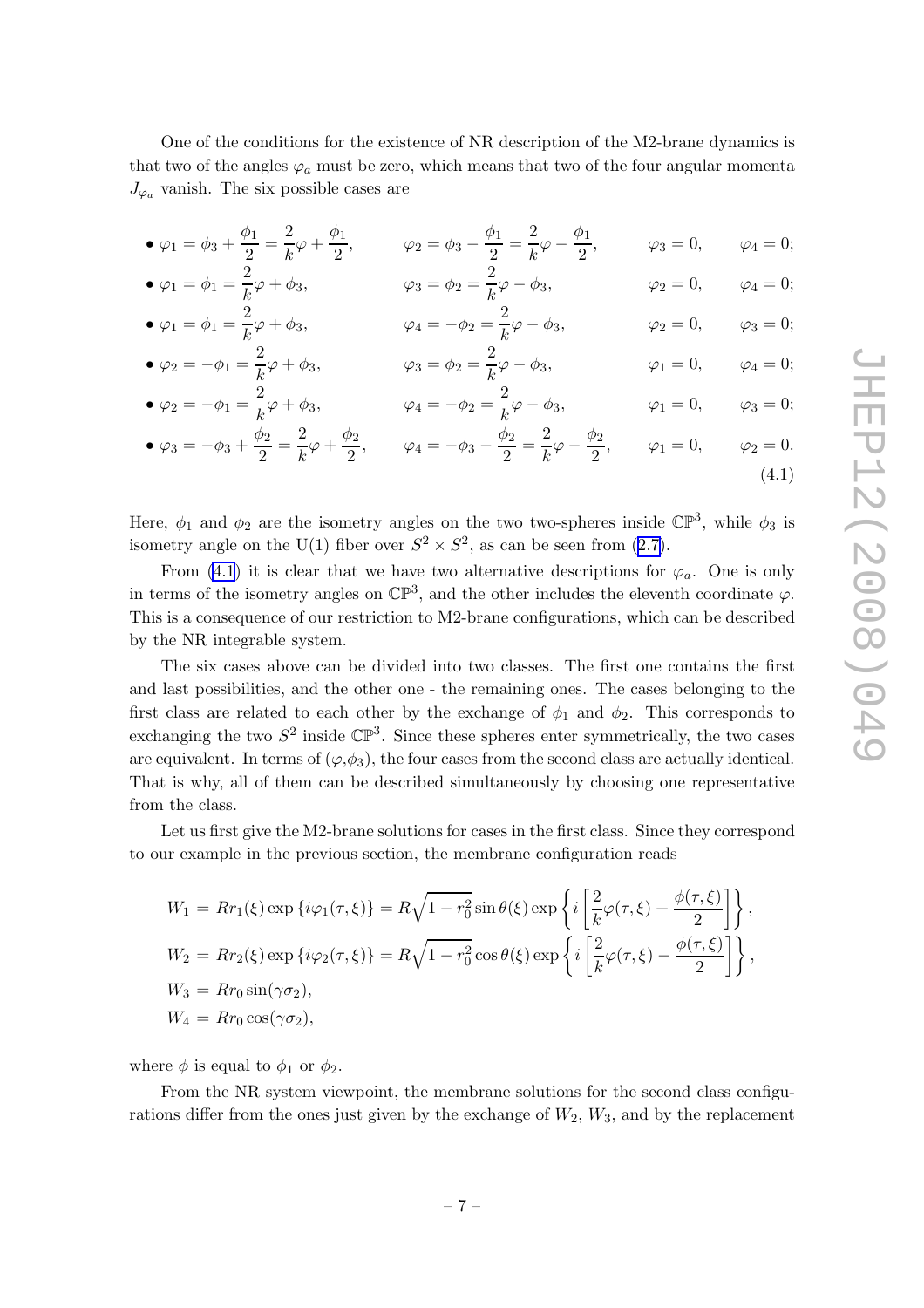One of the conditions for the existence of NR description of the M2-brane dynamics is that two of the angles $\varphi_a$ must be zero, which means that two of the four angular momenta $J_{\varphi_a}$ vanish. The six possible cases are

$$
\begin{aligned}
&\bullet\ \varphi_1 = \phi_3 + \frac{\phi_1}{2} = \frac{2}{k}\varphi + \frac{\phi_1}{2}, && \varphi_2 = \phi_3 - \frac{\phi_1}{2} = \frac{2}{k}\varphi - \frac{\phi_1}{2}, && \varphi_3 = 0, && \varphi_4 = 0;\\
&\bullet\ \varphi_1 = \phi_1 = \frac{2}{k}\varphi + \phi_3, && \varphi_3 = \phi_2 = \frac{2}{k}\varphi - \phi_3, && \varphi_2 = 0, && \varphi_4 = 0;\\
&\bullet\ \varphi_1 = \phi_1 = \frac{2}{k}\varphi + \phi_3, && \varphi_4 = -\phi_2 = \frac{2}{k}\varphi - \phi_3, && \varphi_2 = 0, && \varphi_3 = 0;\\
&\bullet\ \varphi_2 = -\phi_1 = \frac{2}{k}\varphi + \phi_3, && \varphi_3 = \phi_2 = \frac{2}{k}\varphi - \phi_3, && \varphi_1 = 0, && \varphi_4 = 0;\\
&\bullet\ \varphi_2 = -\phi_1 = \frac{2}{k}\varphi + \phi_3, && \varphi_4 = -\phi_2 = \frac{2}{k}\varphi - \phi_3, && \varphi_1 = 0, && \varphi_3 = 0;\\
&\bullet\ \varphi_3 = -\phi_3 + \frac{\phi_2}{2} = \frac{2}{k}\varphi + \frac{\phi_2}{2}, && \varphi_4 = -\phi_3 - \frac{\phi_2}{2} = \frac{2}{k}\varphi - \frac{\phi_2}{2}, && \varphi_1 = 0, && \varphi_2 = 0.
\end{aligned}
\tag{4.1}
$$

Here, $\phi_1$ and $\phi_2$ are the isometry angles on the two two-spheres inside $\mathbb{CP}^3$, while $\phi_3$ is isometry angle on the U(1) fiber over $S^2 \times S^2$, as can be seen from (2.7).

From (4.1) it is clear that we have two alternative descriptions for $\varphi_a$. One is only in terms of the isometry angles on $\mathbb{CP}^3$, and the other includes the eleventh coordinate $\varphi$. This is a consequence of our restriction to M2-brane configurations, which can be described by the NR integrable system.

The six cases above can be divided into two classes. The first one contains the first and last possibilities, and the other one - the remaining ones. The cases belonging to the first class are related to each other by the exchange of $\phi_1$ and $\phi_2$. This corresponds to exchanging the two $S^2$ inside $\mathbb{CP}^3$. Since these spheres enter symmetrically, the two cases are equivalent. In terms of $(\varphi,\phi_3)$, the four cases from the second class are actually identical. That is why, all of them can be described simultaneously by choosing one representative from the class.

Let us first give the M2-brane solutions for cases in the first class. Since they correspond to our example in the previous section, the membrane configuration reads

$$
\begin{aligned}
W_1 &= Rr_1(\xi)\exp\{i\varphi_1(\tau,\xi)\} = R\sqrt{1-r_0^2}\sin\theta(\xi)\exp\left\{i\left[\frac{2}{k}\varphi(\tau,\xi) + \frac{\phi(\tau,\xi)}{2}\right]\right\},\\
W_2 &= Rr_2(\xi)\exp\{i\varphi_2(\tau,\xi)\} = R\sqrt{1-r_0^2}\cos\theta(\xi)\exp\left\{i\left[\frac{2}{k}\varphi(\tau,\xi) - \frac{\phi(\tau,\xi)}{2}\right]\right\},\\
W_3 &= Rr_0\sin(\gamma\sigma_2),\\
W_4 &= Rr_0\cos(\gamma\sigma_2),
\end{aligned}
$$

where $\phi$ is equal to $\phi_1$ or $\phi_2$.

From the NR system viewpoint, the membrane solutions for the second class configurations differ from the ones just given by the exchange of $W_2$, $W_3$, and by the replacement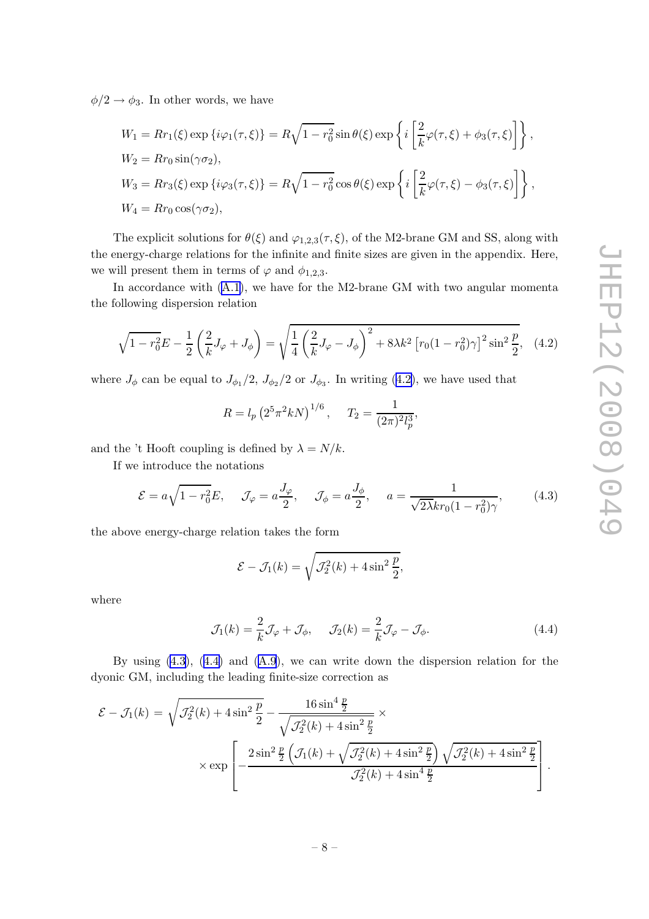$\phi/2 \to \phi_3$. In other words, we have

$$
\begin{aligned}
&W_1 = Rr_1(\xi)\exp\{i\varphi_1(\tau,\xi)\} = R\sqrt{1-r_0^2}\sin\theta(\xi)\exp\left\{i\left[\frac{2}{k}\varphi(\tau,\xi)+\phi_3(\tau,\xi)\right]\right\},\\
&W_2 = Rr_0\sin(\gamma\sigma_2),\\
&W_3 = Rr_3(\xi)\exp\{i\varphi_3(\tau,\xi)\} = R\sqrt{1-r_0^2}\cos\theta(\xi)\exp\left\{i\left[\frac{2}{k}\varphi(\tau,\xi)-\phi_3(\tau,\xi)\right]\right\},\\
&W_4 = Rr_0\cos(\gamma\sigma_2),
\end{aligned}
$$

The explicit solutions for $\theta(\xi)$ and $\varphi_{1,2,3}(\tau,\xi)$, of the M2-brane GM and SS, along with the energy-charge relations for the infinite and finite sizes are given in the appendix. Here, we will present them in terms of $\varphi$ and $\phi_{1,2,3}$.

In accordance with (A.1), we have for the M2-brane GM with two angular momenta the following dispersion relation

$$
\sqrt{1-r_0^2}E - \frac{1}{2}\left(\frac{2}{k}J_\varphi + J_\phi\right) = \sqrt{\frac{1}{4}\left(\frac{2}{k}J_\varphi - J_\phi\right)^2 + 8\lambda k^2\left[r_0(1-r_0^2)\gamma\right]^2\sin^2\frac{p}{2}}, \quad (4.2)
$$

where $J_\phi$ can be equal to $J_{\phi_1}/2$, $J_{\phi_2}/2$ or $J_{\phi_3}$. In writing (4.2), we have used that

$$
R = l_p\left(2^5\pi^2 kN\right)^{1/6}, \quad T_2 = \frac{1}{(2\pi)^2 l_p^3},
$$

and the 't Hooft coupling is defined by $\lambda = N/k$.

If we introduce the notations

$$
\mathcal{E} = a\sqrt{1-r_0^2}E, \quad \mathcal{J}_\varphi = a\frac{J_\varphi}{2}, \quad \mathcal{J}_\phi = a\frac{J_\phi}{2}, \quad a = \frac{1}{\sqrt{2\lambda}kr_0(1-r_0^2)\gamma}, \quad (4.3)
$$

the above energy-charge relation takes the form

$$
\mathcal{E} - \mathcal{J}_1(k) = \sqrt{\mathcal{J}_2^2(k) + 4\sin^2\frac{p}{2}},
$$

where

$$
\mathcal{J}_1(k) = \frac{2}{k}\mathcal{J}_\varphi + \mathcal{J}_\phi, \quad \mathcal{J}_2(k) = \frac{2}{k}\mathcal{J}_\varphi - \mathcal{J}_\phi. \quad (4.4)
$$

By using (4.3), (4.4) and (A.9), we can write down the dispersion relation for the dyonic GM, including the leading finite-size correction as

$$
\begin{aligned}
\mathcal{E} - \mathcal{J}_1(k) = &\sqrt{\mathcal{J}_2^2(k) + 4\sin^2\frac{p}{2}} - \frac{16\sin^4\frac{p}{2}}{\sqrt{\mathcal{J}_2^2(k) + 4\sin^2\frac{p}{2}}} \times \\
&\times \exp\left[-\frac{2\sin^2\frac{p}{2}\left(\mathcal{J}_1(k) + \sqrt{\mathcal{J}_2^2(k)+4\sin^2\frac{p}{2}}\right)\sqrt{\mathcal{J}_2^2(k)+4\sin^2\frac{p}{2}}}{\mathcal{J}_2^2(k) + 4\sin^4\frac{p}{2}}\right].
\end{aligned}
$$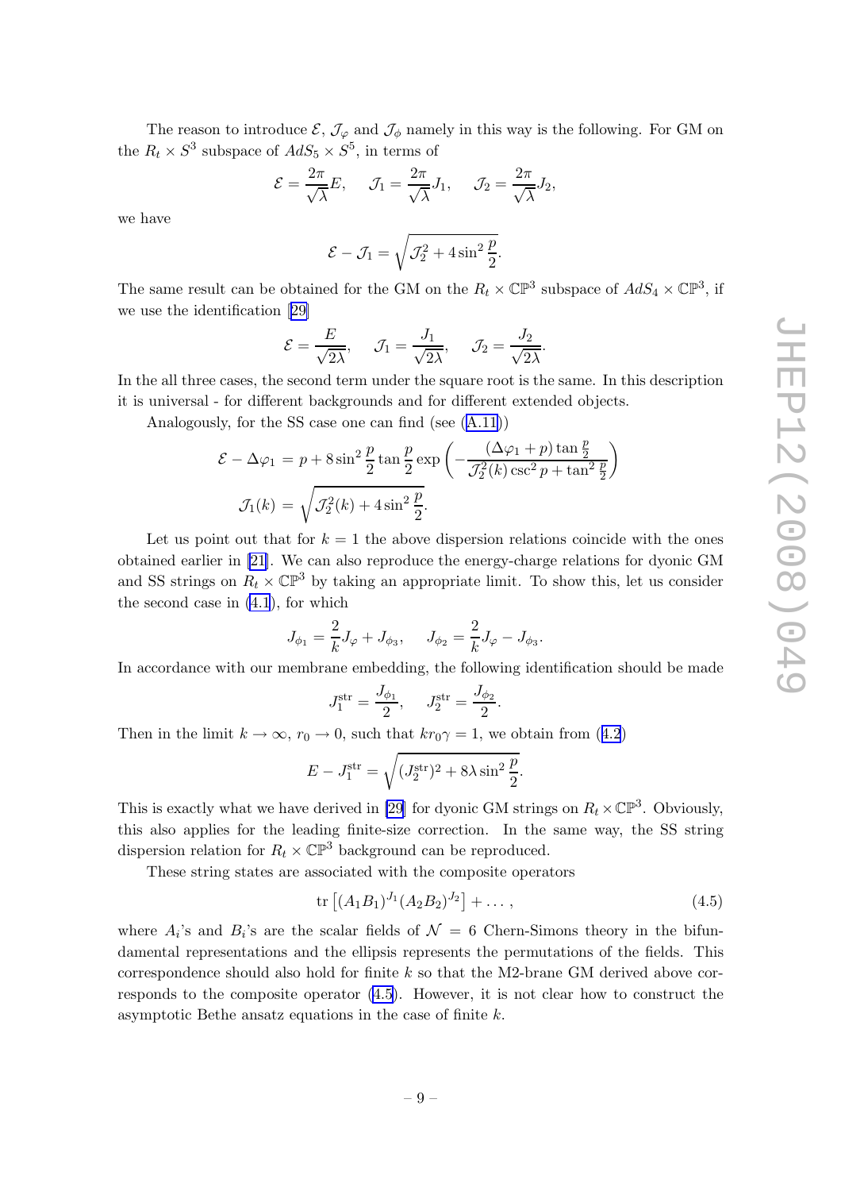The reason to introduce $\mathcal{E}$, $\mathcal{J}_\varphi$ and $\mathcal{J}_\phi$ namely in this way is the following. For GM on the $R_t \times S^3$ subspace of $AdS_5 \times S^5$, in terms of

$$\mathcal{E} = \frac{2\pi}{\sqrt{\lambda}}E, \quad \mathcal{J}_1 = \frac{2\pi}{\sqrt{\lambda}}J_1, \quad \mathcal{J}_2 = \frac{2\pi}{\sqrt{\lambda}}J_2,$$

we have

$$\mathcal{E} - \mathcal{J}_1 = \sqrt{\mathcal{J}_2^2 + 4\sin^2\frac{p}{2}}.$$

The same result can be obtained for the GM on the $R_t \times \mathbb{CP}^3$ subspace of $AdS_4 \times \mathbb{CP}^3$, if we use the identification [29]

$$\mathcal{E} = \frac{E}{\sqrt{2\lambda}}, \quad \mathcal{J}_1 = \frac{J_1}{\sqrt{2\lambda}}, \quad \mathcal{J}_2 = \frac{J_2}{\sqrt{2\lambda}}.$$

In the all three cases, the second term under the square root is the same. In this description it is universal - for different backgrounds and for different extended objects.

Analogously, for the SS case one can find (see (A.11))

$$\begin{aligned}
\mathcal{E} - \Delta\varphi_1 &= p + 8\sin^2\frac{p}{2}\tan\frac{p}{2}\exp\left(-\frac{(\Delta\varphi_1 + p)\tan\frac{p}{2}}{\mathcal{J}_2^2(k)\csc^2 p + \tan^2\frac{p}{2}}\right) \\
\mathcal{J}_1(k) &= \sqrt{\mathcal{J}_2^2(k) + 4\sin^2\frac{p}{2}}.
\end{aligned}$$

Let us point out that for $k = 1$ the above dispersion relations coincide with the ones obtained earlier in [21]. We can also reproduce the energy-charge relations for dyonic GM and SS strings on $R_t \times \mathbb{CP}^3$ by taking an appropriate limit. To show this, let us consider the second case in (4.1), for which

$$J_{\phi_1} = \frac{2}{k}J_\varphi + J_{\phi_3}, \quad J_{\phi_2} = \frac{2}{k}J_\varphi - J_{\phi_3}.$$

In accordance with our membrane embedding, the following identification should be made

$$J_1^{\mathrm{str}} = \frac{J_{\phi_1}}{2}, \quad J_2^{\mathrm{str}} = \frac{J_{\phi_2}}{2}.$$

Then in the limit $k \to \infty$, $r_0 \to 0$, such that $kr_0\gamma = 1$, we obtain from (4.2)

$$E - J_1^{\mathrm{str}} = \sqrt{(J_2^{\mathrm{str}})^2 + 8\lambda\sin^2\frac{p}{2}}.$$

This is exactly what we have derived in [29] for dyonic GM strings on $R_t \times \mathbb{CP}^3$. Obviously, this also applies for the leading finite-size correction. In the same way, the SS string dispersion relation for $R_t \times \mathbb{CP}^3$ background can be reproduced.

These string states are associated with the composite operators

$$\mathrm{tr}\left[(A_1B_1)^{J_1}(A_2B_2)^{J_2}\right] + \dots, \tag{4.5}$$

where $A_i$'s and $B_i$'s are the scalar fields of $\mathcal{N} = 6$ Chern-Simons theory in the bifundamental representations and the ellipsis represents the permutations of the fields. This correspondence should also hold for finite $k$ so that the M2-brane GM derived above corresponds to the composite operator (4.5). However, it is not clear how to construct the asymptotic Bethe ansatz equations in the case of finite $k$.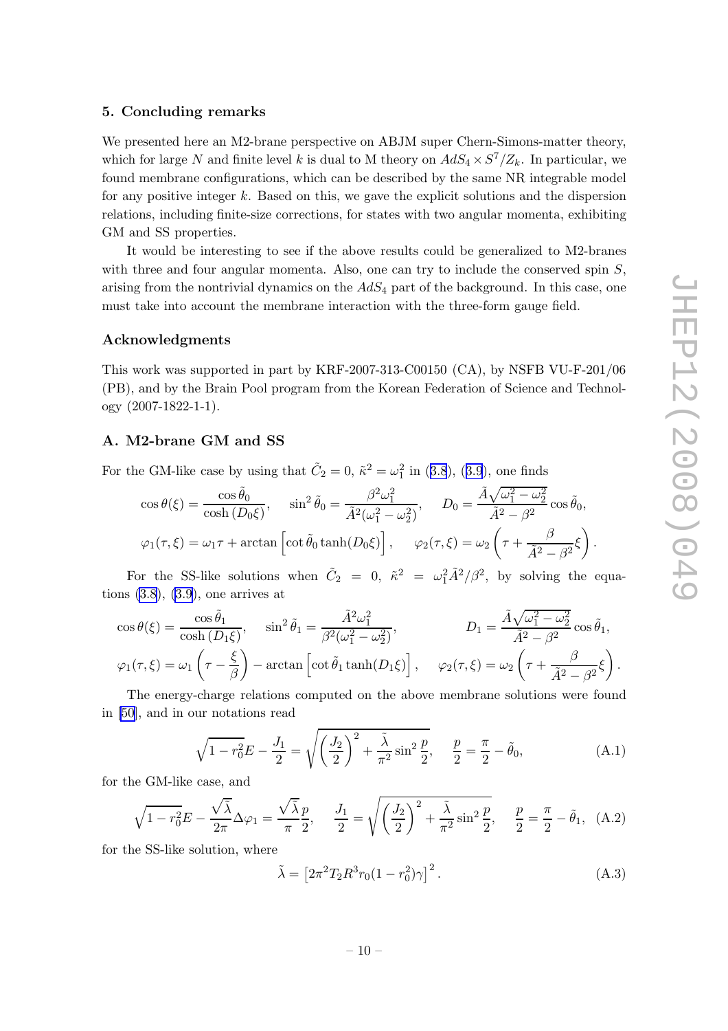## 5. Concluding remarks

We presented here an M2-brane perspective on ABJM super Chern-Simons-matter theory, which for large $N$ and finite level $k$ is dual to M theory on $AdS_4 \times S^7/Z_k$. In particular, we found membrane configurations, which can be described by the same NR integrable model for any positive integer $k$. Based on this, we gave the explicit solutions and the dispersion relations, including finite-size corrections, for states with two angular momenta, exhibiting GM and SS properties.

It would be interesting to see if the above results could be generalized to M2-branes with three and four angular momenta. Also, one can try to include the conserved spin $S$, arising from the nontrivial dynamics on the $AdS_4$ part of the background. In this case, one must take into account the membrane interaction with the three-form gauge field.

### Acknowledgments

This work was supported in part by KRF-2007-313-C00150 (CA), by NSFB VU-F-201/06 (PB), and by the Brain Pool program from the Korean Federation of Science and Technology (2007-1822-1-1).

## A. M2-brane GM and SS

For the GM-like case by using that $\tilde{C}_2 = 0$, $\tilde{\kappa}^2 = \omega_1^2$ in (3.8), (3.9), one finds

$$\cos\theta(\xi) = \frac{\cos\tilde{\theta}_0}{\cosh(D_0\xi)}, \quad \sin^2\tilde{\theta}_0 = \frac{\beta^2\omega_1^2}{\tilde{A}^2(\omega_1^2-\omega_2^2)}, \quad D_0 = \frac{\tilde{A}\sqrt{\omega_1^2-\omega_2^2}}{\tilde{A}^2-\beta^2}\cos\tilde{\theta}_0,$$
$$\varphi_1(\tau,\xi) = \omega_1\tau + \arctan\left[\cot\tilde{\theta}_0\tanh(D_0\xi)\right], \quad \varphi_2(\tau,\xi) = \omega_2\left(\tau + \frac{\beta}{\tilde{A}^2-\beta^2}\xi\right).$$

For the SS-like solutions when $\tilde{C}_2 = 0$, $\tilde{\kappa}^2 = \omega_1^2\tilde{A}^2/\beta^2$, by solving the equations (3.8), (3.9), one arrives at

$$\cos\theta(\xi) = \frac{\cos\tilde{\theta}_1}{\cosh(D_1\xi)}, \quad \sin^2\tilde{\theta}_1 = \frac{\tilde{A}^2\omega_1^2}{\beta^2(\omega_1^2-\omega_2^2)}, \qquad D_1 = \frac{\tilde{A}\sqrt{\omega_1^2-\omega_2^2}}{\tilde{A}^2-\beta^2}\cos\tilde{\theta}_1,$$
$$\varphi_1(\tau,\xi) = \omega_1\left(\tau - \frac{\xi}{\beta}\right) - \arctan\left[\cot\tilde{\theta}_1\tanh(D_1\xi)\right], \quad \varphi_2(\tau,\xi) = \omega_2\left(\tau + \frac{\beta}{\tilde{A}^2-\beta^2}\xi\right).$$

The energy-charge relations computed on the above membrane solutions were found in [50], and in our notations read

$$\sqrt{1-r_0^2}E - \frac{J_1}{2} = \sqrt{\left(\frac{J_2}{2}\right)^2 + \frac{\tilde{\lambda}}{\pi^2}\sin^2\frac{p}{2}}, \quad \frac{p}{2} = \frac{\pi}{2} - \tilde{\theta}_0, \tag{A.1}$$

for the GM-like case, and

$$\sqrt{1-r_0^2}E - \frac{\sqrt{\tilde{\lambda}}}{2\pi}\Delta\varphi_1 = \frac{\sqrt{\tilde{\lambda}}}{\pi}\frac{p}{2}, \quad \frac{J_1}{2} = \sqrt{\left(\frac{J_2}{2}\right)^2 + \frac{\tilde{\lambda}}{\pi^2}\sin^2\frac{p}{2}}, \quad \frac{p}{2} = \frac{\pi}{2} - \tilde{\theta}_1, \tag{A.2}$$

for the SS-like solution, where

$$\tilde{\lambda} = \left[2\pi^2 T_2 R^3 r_0(1-r_0^2)\gamma\right]^2. \tag{A.3}$$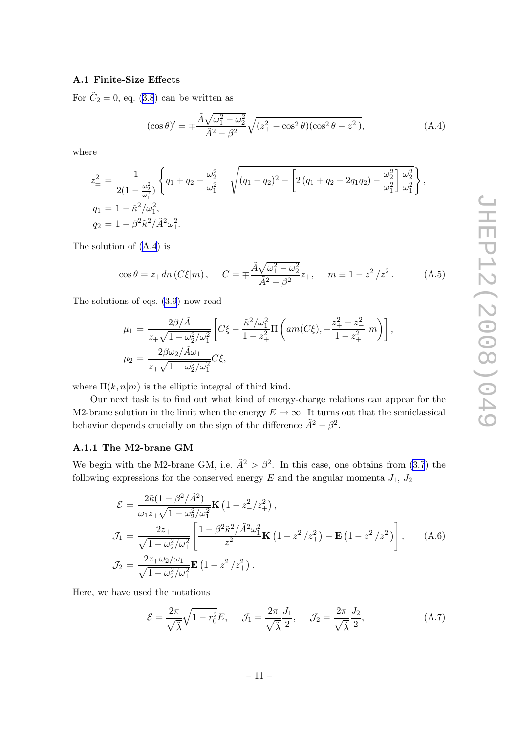### A.1 Finite-Size Effects

For $\tilde{C}_2 = 0$, eq. (3.8) can be written as

$$(\cos\theta)' = \mp\frac{\tilde{A}\sqrt{\omega_1^2-\omega_2^2}}{\tilde{A}^2-\beta^2}\sqrt{(z_+^2-\cos^2\theta)(\cos^2\theta-z_-^2)}, \tag{A.4}$$

where

$$\begin{aligned}
z_\pm^2 &= \frac{1}{2(1-\frac{\omega_2^2}{\omega_1^2})}\left\{q_1+q_2-\frac{\omega_2^2}{\omega_1^2}\pm\sqrt{(q_1-q_2)^2-\left[2\left(q_1+q_2-2q_1q_2\right)-\frac{\omega_2^2}{\omega_1^2}\right]\frac{\omega_2^2}{\omega_1^2}}\right\},\\
q_1 &= 1-\tilde{\kappa}^2/\omega_1^2,\\
q_2 &= 1-\beta^2\tilde{\kappa}^2/\tilde{A}^2\omega_1^2.
\end{aligned}$$

The solution of (A.4) is

$$\cos\theta = z_+ dn\left(C\xi|m\right),\quad C=\mp\frac{\tilde{A}\sqrt{\omega_1^2-\omega_2^2}}{\tilde{A}^2-\beta^2}z_+,\quad m\equiv 1-z_-^2/z_+^2. \tag{A.5}$$

The solutions of eqs. (3.9) now read

$$\begin{aligned}
\mu_1 &= \frac{2\beta/\tilde{A}}{z_+\sqrt{1-\omega_2^2/\omega_1^2}}\left[C\xi-\frac{\tilde{\kappa}^2/\omega_1^2}{1-z_+^2}\Pi\left(am(C\xi),-\frac{z_+^2-z_-^2}{1-z_+^2}\middle|m\right)\right],\\
\mu_2 &= \frac{2\beta\omega_2/\tilde{A}\omega_1}{z_+\sqrt{1-\omega_2^2/\omega_1^2}}C\xi,
\end{aligned}$$

where $\Pi(k,n|m)$ is the elliptic integral of third kind.

Our next task is to find out what kind of energy-charge relations can appear for the M2-brane solution in the limit when the energy $E\to\infty$. It turns out that the semiclassical behavior depends crucially on the sign of the difference $\tilde{A}^2-\beta^2$.

#### A.1.1 The M2-brane GM

We begin with the M2-brane GM, i.e. $\tilde{A}^2 > \beta^2$. In this case, one obtains from (3.7) the following expressions for the conserved energy $E$ and the angular momenta $J_1$, $J_2$

$$\begin{aligned}
\mathcal{E} &= \frac{2\tilde{\kappa}(1-\beta^2/\tilde{A}^2)}{\omega_1 z_+\sqrt{1-\omega_2^2/\omega_1^2}}\mathbf{K}\left(1-z_-^2/z_+^2\right),\\
\mathcal{J}_1 &= \frac{2z_+}{\sqrt{1-\omega_2^2/\omega_1^2}}\left[\frac{1-\beta^2\tilde{\kappa}^2/\tilde{A}^2\omega_1^2}{z_+^2}\mathbf{K}\left(1-z_-^2/z_+^2\right)-\mathbf{E}\left(1-z_-^2/z_+^2\right)\right],\\
\mathcal{J}_2 &= \frac{2z_+\omega_2/\omega_1}{\sqrt{1-\omega_2^2/\omega_1^2}}\mathbf{E}\left(1-z_-^2/z_+^2\right).
\end{aligned} \tag{A.6}$$

Here, we have used the notations

$$\mathcal{E}=\frac{2\pi}{\sqrt{\tilde{\lambda}}}\sqrt{1-r_0^2}E,\quad \mathcal{J}_1=\frac{2\pi}{\sqrt{\tilde{\lambda}}}\frac{J_1}{2},\quad \mathcal{J}_2=\frac{2\pi}{\sqrt{\tilde{\lambda}}}\frac{J_2}{2}, \tag{A.7}$$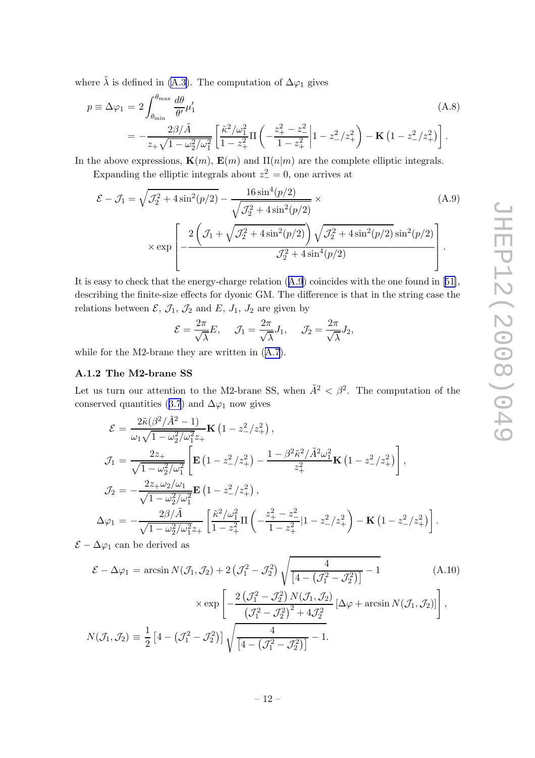where $\tilde{\lambda}$ is defined in (A.3). The computation of $\Delta\varphi_1$ gives

$$
\begin{aligned}
p \equiv \Delta\varphi_1 &= 2\int_{\theta_{\min}}^{\theta_{\max}} \frac{d\theta}{\theta'}\mu_1' \qquad\qquad (A.8)\\
&= -\frac{2\beta/\tilde{A}}{z_+\sqrt{1-\omega_2^2/\omega_1^2}}\left[\frac{\tilde{\kappa}^2/\omega_1^2}{1-z_+^2}\Pi\left(-\frac{z_+^2-z_-^2}{1-z_+^2}\Big|1-z_-^2/z_+^2\right) - \mathbf{K}\left(1-z_-^2/z_+^2\right)\right].
\end{aligned}
$$

In the above expressions, $\mathbf{K}(m)$, $\mathbf{E}(m)$ and $\Pi(n|m)$ are the complete elliptic integrals.

Expanding the elliptic integrals about $z_-^2 = 0$, one arrives at

$$
\begin{aligned}
\mathcal{E} - \mathcal{J}_1 = \sqrt{\mathcal{J}_2^2 + 4\sin^2(p/2)} - \frac{16\sin^4(p/2)}{\sqrt{\mathcal{J}_2^2+4\sin^2(p/2)}} \times \qquad\qquad (A.9)\\
\times \exp\left[-\frac{2\left(\mathcal{J}_1+\sqrt{\mathcal{J}_2^2+4\sin^2(p/2)}\right)\sqrt{\mathcal{J}_2^2+4\sin^2(p/2)}\sin^2(p/2)}{\mathcal{J}_2^2+4\sin^4(p/2)}\right].
\end{aligned}
$$

It is easy to check that the energy-charge relation (A.9) coincides with the one found in [51], describing the finite-size effects for dyonic GM. The difference is that in the string case the relations between $\mathcal{E}$, $\mathcal{J}_1$, $\mathcal{J}_2$ and $E$, $J_1$, $J_2$ are given by

$$
\mathcal{E} = \frac{2\pi}{\sqrt{\lambda}}E, \quad \mathcal{J}_1 = \frac{2\pi}{\sqrt{\lambda}}J_1, \quad \mathcal{J}_2 = \frac{2\pi}{\sqrt{\lambda}}J_2,
$$

while for the M2-brane they are written in (A.7).

### A.1.2 The M2-brane SS

Let us turn our attention to the M2-brane SS, when $\tilde{A}^2 < \beta^2$. The computation of the conserved quantities (3.7) and $\Delta\varphi_1$ now gives

$$
\begin{aligned}
\mathcal{E} &= \frac{2\tilde{\kappa}(\beta^2/\tilde{A}^2-1)}{\omega_1\sqrt{1-\omega_2^2/\omega_1^2}z_+}\mathbf{K}\left(1-z_-^2/z_+^2\right),\\
\mathcal{J}_1 &= \frac{2z_+}{\sqrt{1-\omega_2^2/\omega_1^2}}\left[\mathbf{E}\left(1-z_-^2/z_+^2\right) - \frac{1-\beta^2\tilde{\kappa}^2/\tilde{A}^2\omega_1^2}{z_+^2}\mathbf{K}\left(1-z_-^2/z_+^2\right)\right],\\
\mathcal{J}_2 &= -\frac{2z_+\omega_2/\omega_1}{\sqrt{1-\omega_2^2/\omega_1^2}}\mathbf{E}\left(1-z_-^2/z_+^2\right),\\
\Delta\varphi_1 &= -\frac{2\beta/\tilde{A}}{\sqrt{1-\omega_2^2/\omega_1^2}z_+}\left[\frac{\tilde{\kappa}^2/\omega_1^2}{1-z_+^2}\Pi\left(-\frac{z_+^2-z_-^2}{1-z_+^2}|1-z_-^2/z_+^2\right) - \mathbf{K}\left(1-z_-^2/z_+^2\right)\right].
\end{aligned}
$$

$\mathcal{E} - \Delta\varphi_1$ can be derived as

$$
\begin{aligned}
\mathcal{E} - \Delta\varphi_1 &= \arcsin N(\mathcal{J}_1,\mathcal{J}_2) + 2\left(\mathcal{J}_1^2-\mathcal{J}_2^2\right)\sqrt{\frac{4}{\left[4-\left(\mathcal{J}_1^2-\mathcal{J}_2^2\right)\right]}-1} \qquad\qquad (A.10)\\
&\quad\times\exp\left[-\frac{2\left(\mathcal{J}_1^2-\mathcal{J}_2^2\right)N(\mathcal{J}_1,\mathcal{J}_2)}{\left(\mathcal{J}_1^2-\mathcal{J}_2^2\right)^2+4\mathcal{J}_2^2}\left[\Delta\varphi + \arcsin N(\mathcal{J}_1,\mathcal{J}_2)\right]\right],\\
N(\mathcal{J}_1,\mathcal{J}_2) &\equiv \frac{1}{2}\left[4-\left(\mathcal{J}_1^2-\mathcal{J}_2^2\right)\right]\sqrt{\frac{4}{\left[4-\left(\mathcal{J}_1^2-\mathcal{J}_2^2\right)\right]}-1}.
\end{aligned}
$$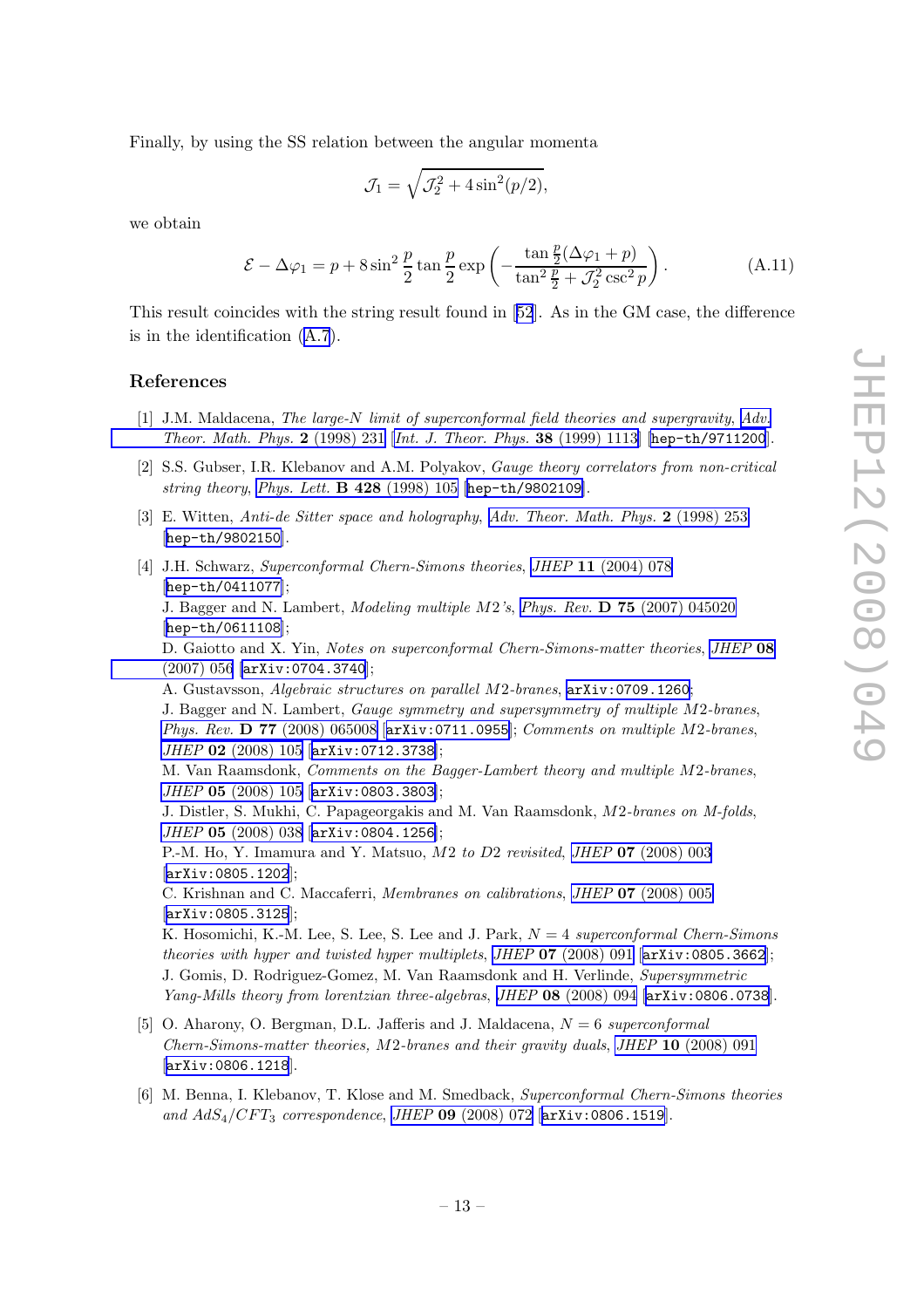Finally, by using the SS relation between the angular momenta

$$\mathcal{J}_1 = \sqrt{\mathcal{J}_2^2 + 4\sin^2(p/2)},$$

we obtain

$$\mathcal{E} - \Delta\varphi_1 = p + 8\sin^2\frac{p}{2}\tan\frac{p}{2}\exp\left(-\frac{\tan\frac{p}{2}(\Delta\varphi_1 + p)}{\tan^2\frac{p}{2} + \mathcal{J}_2^2\csc^2 p}\right). \tag{A.11}$$

This result coincides with the string result found in [52]. As in the GM case, the difference is in the identification (A.7).

## References

[1] J.M. Maldacena, *The large-N limit of superconformal field theories and supergravity*, Adv. Theor. Math. Phys. **2** (1998) 231 [Int. J. Theor. Phys. **38** (1999) 1113] [hep-th/9711200].

[2] S.S. Gubser, I.R. Klebanov and A.M. Polyakov, *Gauge theory correlators from non-critical string theory*, Phys. Lett. **B 428** (1998) 105 [hep-th/9802109].

[3] E. Witten, *Anti-de Sitter space and holography*, Adv. Theor. Math. Phys. **2** (1998) 253 [hep-th/9802150].

[4] J.H. Schwarz, *Superconformal Chern-Simons theories*, JHEP **11** (2004) 078 [hep-th/0411077];
J. Bagger and N. Lambert, *Modeling multiple M2's*, Phys. Rev. **D 75** (2007) 045020 [hep-th/0611108];
D. Gaiotto and X. Yin, *Notes on superconformal Chern-Simons-matter theories*, JHEP **08** (2007) 056 [arXiv:0704.3740];
A. Gustavsson, *Algebraic structures on parallel M2-branes*, arXiv:0709.1260;
J. Bagger and N. Lambert, *Gauge symmetry and supersymmetry of multiple M2-branes*, Phys. Rev. **D 77** (2008) 065008 [arXiv:0711.0955]; *Comments on multiple M2-branes*, JHEP **02** (2008) 105 [arXiv:0712.3738];
M. Van Raamsdonk, *Comments on the Bagger-Lambert theory and multiple M2-branes*, JHEP **05** (2008) 105 [arXiv:0803.3803];
J. Distler, S. Mukhi, C. Papageorgakis and M. Van Raamsdonk, *M2-branes on M-folds*, JHEP **05** (2008) 038 [arXiv:0804.1256];
P.-M. Ho, Y. Imamura and Y. Matsuo, *M2 to D2 revisited*, JHEP **07** (2008) 003 [arXiv:0805.1202];
C. Krishnan and C. Maccaferri, *Membranes on calibrations*, JHEP **07** (2008) 005 [arXiv:0805.3125];
K. Hosomichi, K.-M. Lee, S. Lee, S. Lee and J. Park, *N = 4 superconformal Chern-Simons theories with hyper and twisted hyper multiplets*, JHEP **07** (2008) 091 [arXiv:0805.3662];
J. Gomis, D. Rodriguez-Gomez, M. Van Raamsdonk and H. Verlinde, *Supersymmetric Yang-Mills theory from lorentzian three-algebras*, JHEP **08** (2008) 094 [arXiv:0806.0738].

[5] O. Aharony, O. Bergman, D.L. Jafferis and J. Maldacena, *N = 6 superconformal Chern-Simons-matter theories, M2-branes and their gravity duals*, JHEP **10** (2008) 091 [arXiv:0806.1218].

[6] M. Benna, I. Klebanov, T. Klose and M. Smedback, *Superconformal Chern-Simons theories and $AdS_4/CFT_3$ correspondence*, JHEP **09** (2008) 072 [arXiv:0806.1519].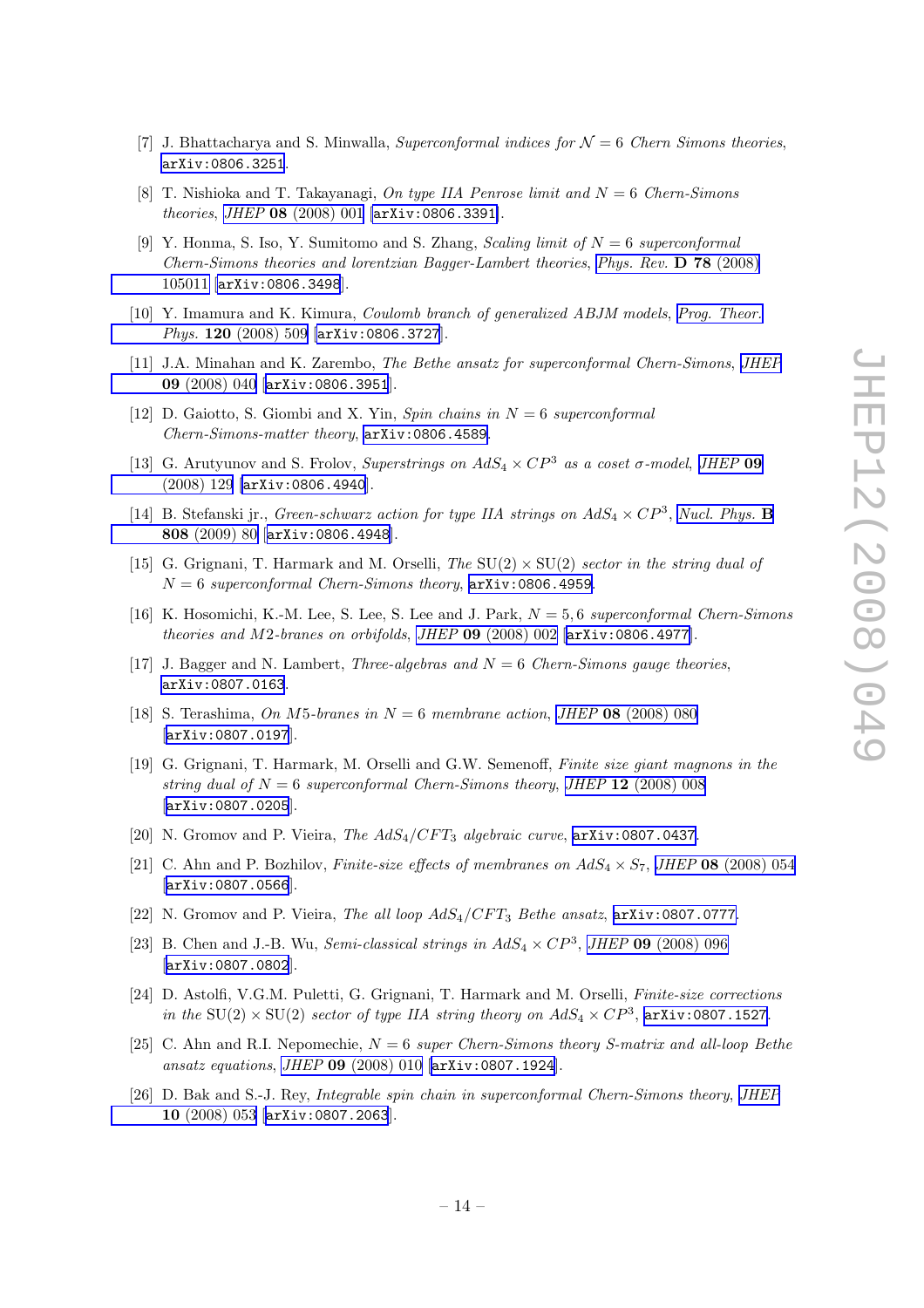- [7] J. Bhattacharya and S. Minwalla, *Superconformal indices for $\mathcal{N}=6$ Chern Simons theories*, arXiv:0806.3251.
- [8] T. Nishioka and T. Takayanagi, *On type IIA Penrose limit and $N=6$ Chern-Simons theories*, JHEP **08** (2008) 001 [arXiv:0806.3391].
- [9] Y. Honma, S. Iso, Y. Sumitomo and S. Zhang, *Scaling limit of $N=6$ superconformal Chern-Simons theories and lorentzian Bagger-Lambert theories*, Phys. Rev. **D 78** (2008) 105011 [arXiv:0806.3498].
- [10] Y. Imamura and K. Kimura, *Coulomb branch of generalized ABJM models*, Prog. Theor. Phys. **120** (2008) 509 [arXiv:0806.3727].
- [11] J.A. Minahan and K. Zarembo, *The Bethe ansatz for superconformal Chern-Simons*, JHEP **09** (2008) 040 [arXiv:0806.3951].
- [12] D. Gaiotto, S. Giombi and X. Yin, *Spin chains in $N=6$ superconformal Chern-Simons-matter theory*, arXiv:0806.4589.
- [13] G. Arutyunov and S. Frolov, *Superstrings on $AdS_4 \times CP^3$ as a coset $\sigma$-model*, JHEP **09** (2008) 129 [arXiv:0806.4940].
- [14] B. Stefanski jr., *Green-schwarz action for type IIA strings on $AdS_4 \times CP^3$*, Nucl. Phys. **B 808** (2009) 80 [arXiv:0806.4948].
- [15] G. Grignani, T. Harmark and M. Orselli, *The* SU(2) $\times$ SU(2) *sector in the string dual of $N=6$ superconformal Chern-Simons theory*, arXiv:0806.4959.
- [16] K. Hosomichi, K.-M. Lee, S. Lee, S. Lee and J. Park, *$N=5,6$ superconformal Chern-Simons theories and M2-branes on orbifolds*, JHEP **09** (2008) 002 [arXiv:0806.4977].
- [17] J. Bagger and N. Lambert, *Three-algebras and $N=6$ Chern-Simons gauge theories*, arXiv:0807.0163.
- [18] S. Terashima, *On M5-branes in $N=6$ membrane action*, JHEP **08** (2008) 080 [arXiv:0807.0197].
- [19] G. Grignani, T. Harmark, M. Orselli and G.W. Semenoff, *Finite size giant magnons in the string dual of $N=6$ superconformal Chern-Simons theory*, JHEP **12** (2008) 008 [arXiv:0807.0205].
- [20] N. Gromov and P. Vieira, *The $AdS_4/CFT_3$ algebraic curve*, arXiv:0807.0437.
- [21] C. Ahn and P. Bozhilov, *Finite-size effects of membranes on $AdS_4 \times S_7$*, JHEP **08** (2008) 054 [arXiv:0807.0566].
- [22] N. Gromov and P. Vieira, *The all loop $AdS_4/CFT_3$ Bethe ansatz*, arXiv:0807.0777.
- [23] B. Chen and J.-B. Wu, *Semi-classical strings in $AdS_4 \times CP^3$*, JHEP **09** (2008) 096 [arXiv:0807.0802].
- [24] D. Astolfi, V.G.M. Puletti, G. Grignani, T. Harmark and M. Orselli, *Finite-size corrections in the* SU(2) $\times$ SU(2) *sector of type IIA string theory on $AdS_4 \times CP^3$*, arXiv:0807.1527.
- [25] C. Ahn and R.I. Nepomechie, *$N=6$ super Chern-Simons theory S-matrix and all-loop Bethe ansatz equations*, JHEP **09** (2008) 010 [arXiv:0807.1924].
- [26] D. Bak and S.-J. Rey, *Integrable spin chain in superconformal Chern-Simons theory*, JHEP **10** (2008) 053 [arXiv:0807.2063].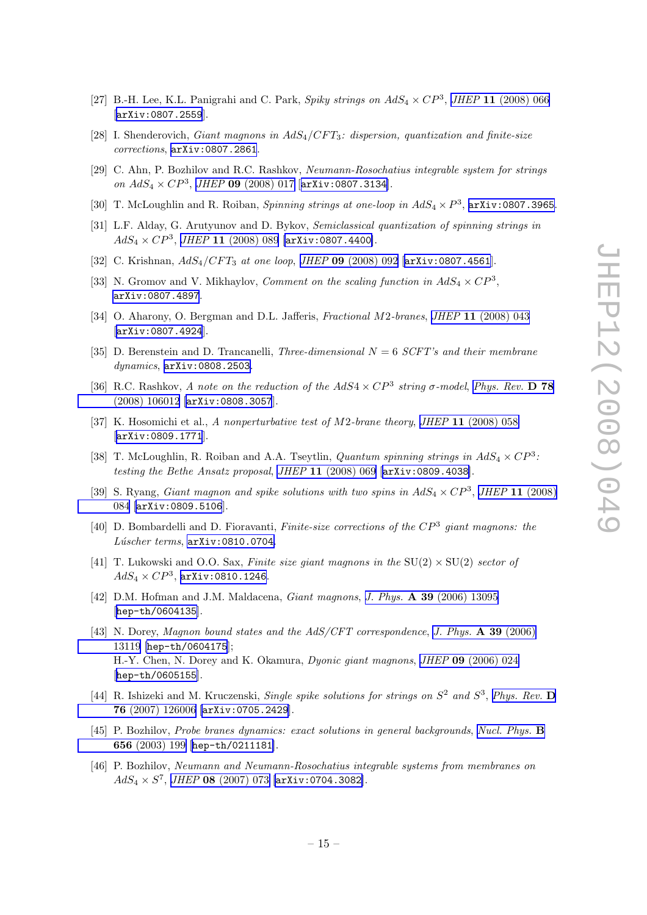[27] B.-H. Lee, K.L. Panigrahi and C. Park, *Spiky strings on $AdS_4 \times CP^3$*, JHEP **11** (2008) 066 [arXiv:0807.2559].

[28] I. Shenderovich, *Giant magnons in $AdS_4/CFT_3$: dispersion, quantization and finite-size corrections*, arXiv:0807.2861.

[29] C. Ahn, P. Bozhilov and R.C. Rashkov, *Neumann-Rosochatius integrable system for strings on $AdS_4 \times CP^3$*, JHEP **09** (2008) 017 [arXiv:0807.3134].

[30] T. McLoughlin and R. Roiban, *Spinning strings at one-loop in $AdS_4 \times P^3$*, arXiv:0807.3965.

[31] L.F. Alday, G. Arutyunov and D. Bykov, *Semiclassical quantization of spinning strings in $AdS_4 \times CP^3$*, JHEP **11** (2008) 089 [arXiv:0807.4400].

[32] C. Krishnan, *$AdS_4/CFT_3$ at one loop*, JHEP **09** (2008) 092 [arXiv:0807.4561].

[33] N. Gromov and V. Mikhaylov, *Comment on the scaling function in $AdS_4 \times CP^3$*, arXiv:0807.4897.

[34] O. Aharony, O. Bergman and D.L. Jafferis, *Fractional M2-branes*, JHEP **11** (2008) 043 [arXiv:0807.4924].

[35] D. Berenstein and D. Trancanelli, *Three-dimensional $N = 6$ SCFT's and their membrane dynamics*, arXiv:0808.2503.

[36] R.C. Rashkov, *A note on the reduction of the $AdS4 \times CP^3$ string σ-model*, Phys. Rev. **D 78** (2008) 106012 [arXiv:0808.3057].

[37] K. Hosomichi et al., *A nonperturbative test of M2-brane theory*, JHEP **11** (2008) 058 [arXiv:0809.1771].

[38] T. McLoughlin, R. Roiban and A.A. Tseytlin, *Quantum spinning strings in $AdS_4 \times CP^3$: testing the Bethe Ansatz proposal*, JHEP **11** (2008) 069 [arXiv:0809.4038].

[39] S. Ryang, *Giant magnon and spike solutions with two spins in $AdS_4 \times CP^3$*, JHEP **11** (2008) 084 [arXiv:0809.5106].

[40] D. Bombardelli and D. Fioravanti, *Finite-size corrections of the $CP^3$ giant magnons: the Lúscher terms*, arXiv:0810.0704.

[41] T. Lukowski and O.O. Sax, *Finite size giant magnons in the SU(2) × SU(2) sector of $AdS_4 \times CP^3$*, arXiv:0810.1246.

[42] D.M. Hofman and J.M. Maldacena, *Giant magnons*, J. Phys. **A 39** (2006) 13095 [hep-th/0604135].

[43] N. Dorey, *Magnon bound states and the AdS/CFT correspondence*, J. Phys. **A 39** (2006) 13119 [hep-th/0604175];
H.-Y. Chen, N. Dorey and K. Okamura, *Dyonic giant magnons*, JHEP **09** (2006) 024 [hep-th/0605155].

[44] R. Ishizeki and M. Kruczenski, *Single spike solutions for strings on $S^2$ and $S^3$*, Phys. Rev. **D 76** (2007) 126006 [arXiv:0705.2429].

[45] P. Bozhilov, *Probe branes dynamics: exact solutions in general backgrounds*, Nucl. Phys. **B 656** (2003) 199 [hep-th/0211181].

[46] P. Bozhilov, *Neumann and Neumann-Rosochatius integrable systems from membranes on $AdS_4 \times S^7$*, JHEP **08** (2007) 073 [arXiv:0704.3082].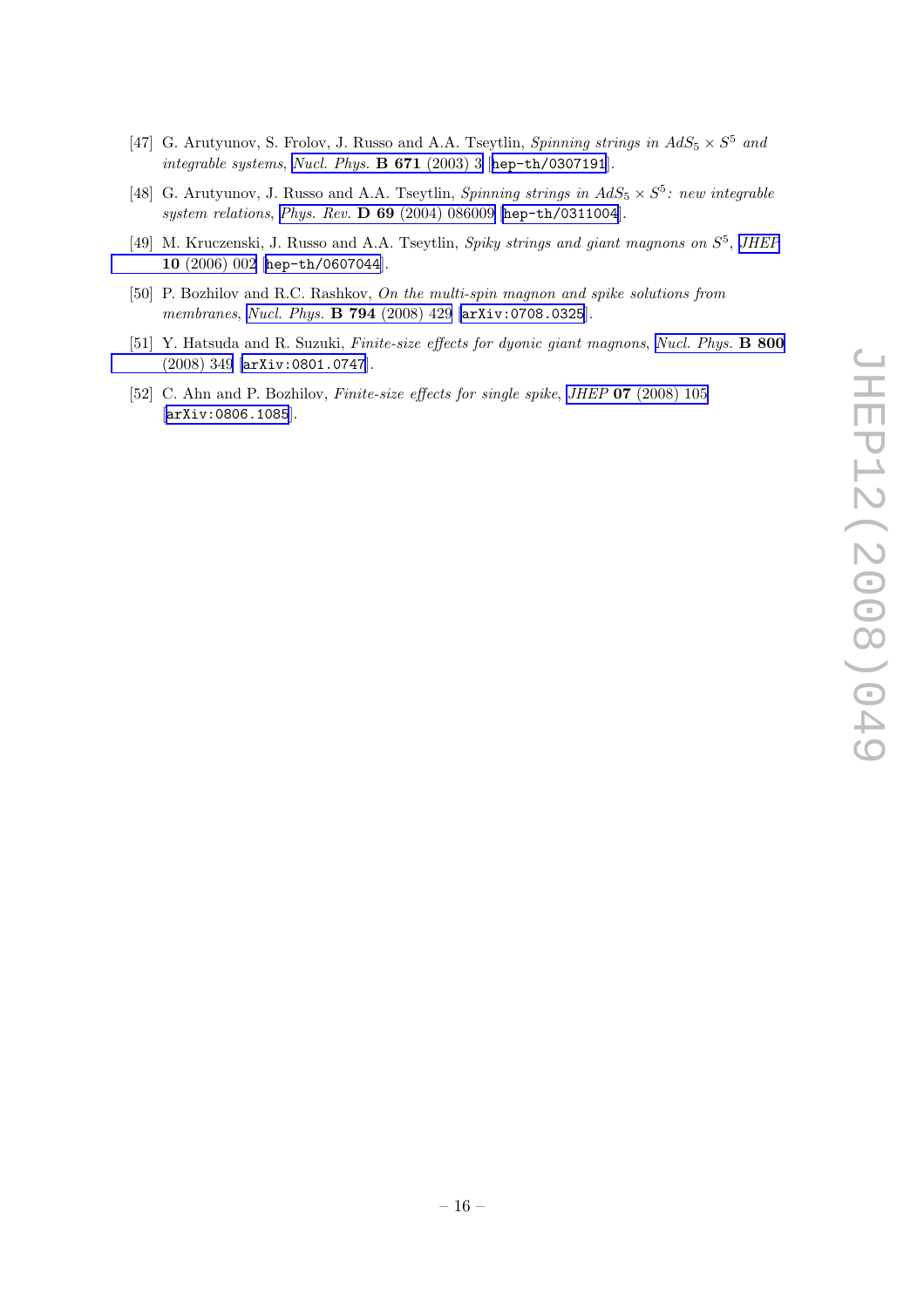[47] G. Arutyunov, S. Frolov, J. Russo and A.A. Tseytlin, *Spinning strings in $AdS_5 \times S^5$ and integrable systems*, *Nucl. Phys.* **B 671** (2003) 3 [hep-th/0307191].

[48] G. Arutyunov, J. Russo and A.A. Tseytlin, *Spinning strings in $AdS_5 \times S^5$: new integrable system relations*, *Phys. Rev.* **D 69** (2004) 086009 [hep-th/0311004].

[49] M. Kruczenski, J. Russo and A.A. Tseytlin, *Spiky strings and giant magnons on $S^5$*, *JHEP* **10** (2006) 002 [hep-th/0607044].

[50] P. Bozhilov and R.C. Rashkov, *On the multi-spin magnon and spike solutions from membranes*, *Nucl. Phys.* **B 794** (2008) 429 [arXiv:0708.0325].

[51] Y. Hatsuda and R. Suzuki, *Finite-size effects for dyonic giant magnons*, *Nucl. Phys.* **B 800** (2008) 349 [arXiv:0801.0747].

[52] C. Ahn and P. Bozhilov, *Finite-size effects for single spike*, *JHEP* **07** (2008) 105 [arXiv:0806.1085].